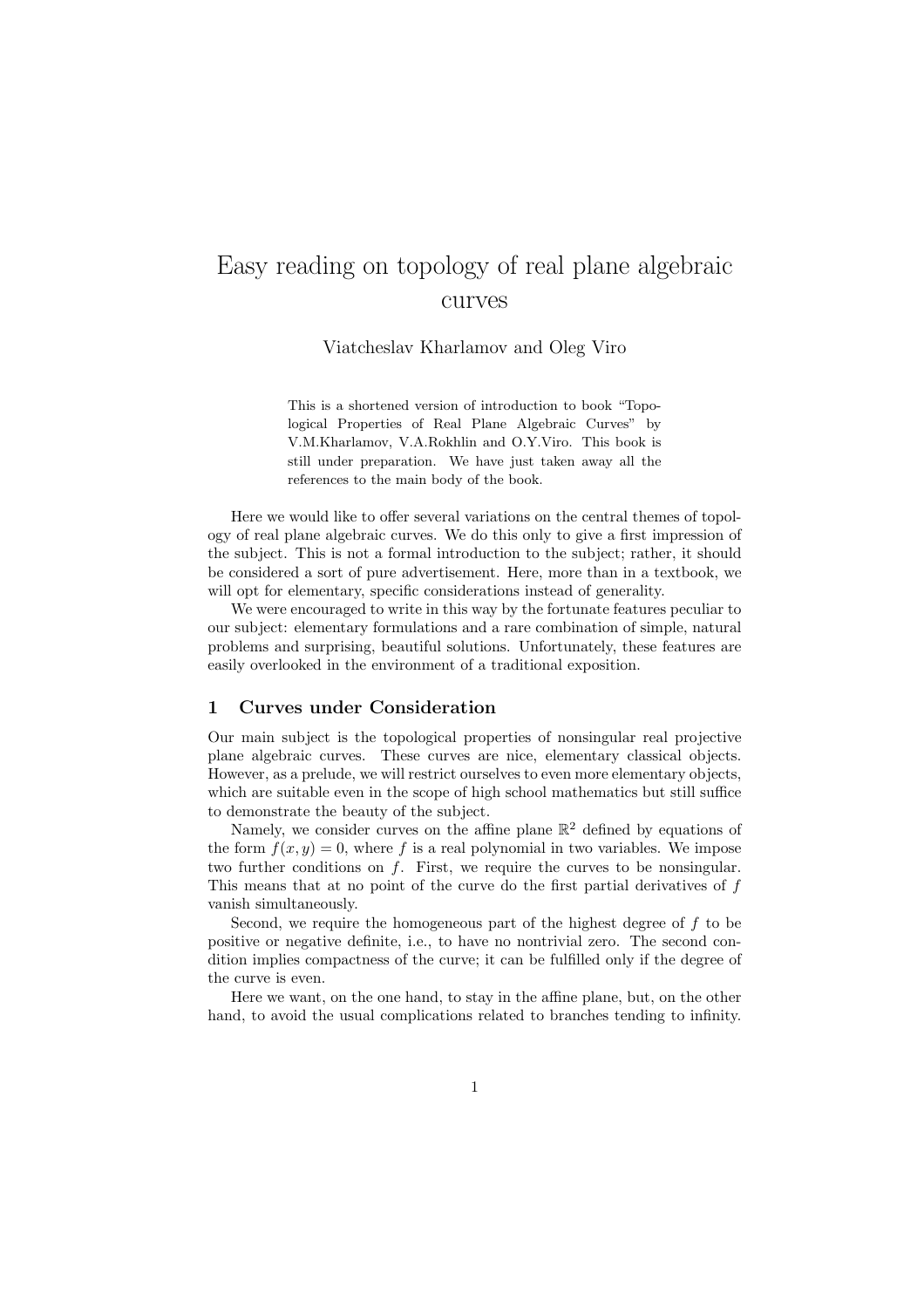# Easy reading on topology of real plane algebraic curves

Viatcheslav Kharlamov and Oleg Viro

> This is a shortened version of introduction to book "Topological Properties of Real Plane Algebraic Curves" by V.M.Kharlamov, V.A.Rokhlin and O.Y.Viro. This book is still under preparation. We have just taken away all the references to the main body of the book.

Here we would like to offer several variations on the central themes of topology of real plane algebraic curves. We do this only to give a first impression of the subject. This is not a formal introduction to the subject; rather, it should be considered a sort of pure advertisement. Here, more than in a textbook, we will opt for elementary, specific considerations instead of generality.

We were encouraged to write in this way by the fortunate features peculiar to our subject: elementary formulations and a rare combination of simple, natural problems and surprising, beautiful solutions. Unfortunately, these features are easily overlooked in the environment of a traditional exposition.

## 1 Curves under Consideration

Our main subject is the topological properties of nonsingular real projective plane algebraic curves. These curves are nice, elementary classical objects. However, as a prelude, we will restrict ourselves to even more elementary objects, which are suitable even in the scope of high school mathematics but still suffice to demonstrate the beauty of the subject.

Namely, we consider curves on the affine plane $\mathbb{R}^2$ defined by equations of the form $f(x, y) = 0$, where $f$ is a real polynomial in two variables. We impose two further conditions on $f$. First, we require the curves to be nonsingular. This means that at no point of the curve do the first partial derivatives of $f$ vanish simultaneously.

Second, we require the homogeneous part of the highest degree of $f$ to be positive or negative definite, i.e., to have no nontrivial zero. The second condition implies compactness of the curve; it can be fulfilled only if the degree of the curve is even.

Here we want, on the one hand, to stay in the affine plane, but, on the other hand, to avoid the usual complications related to branches tending to infinity.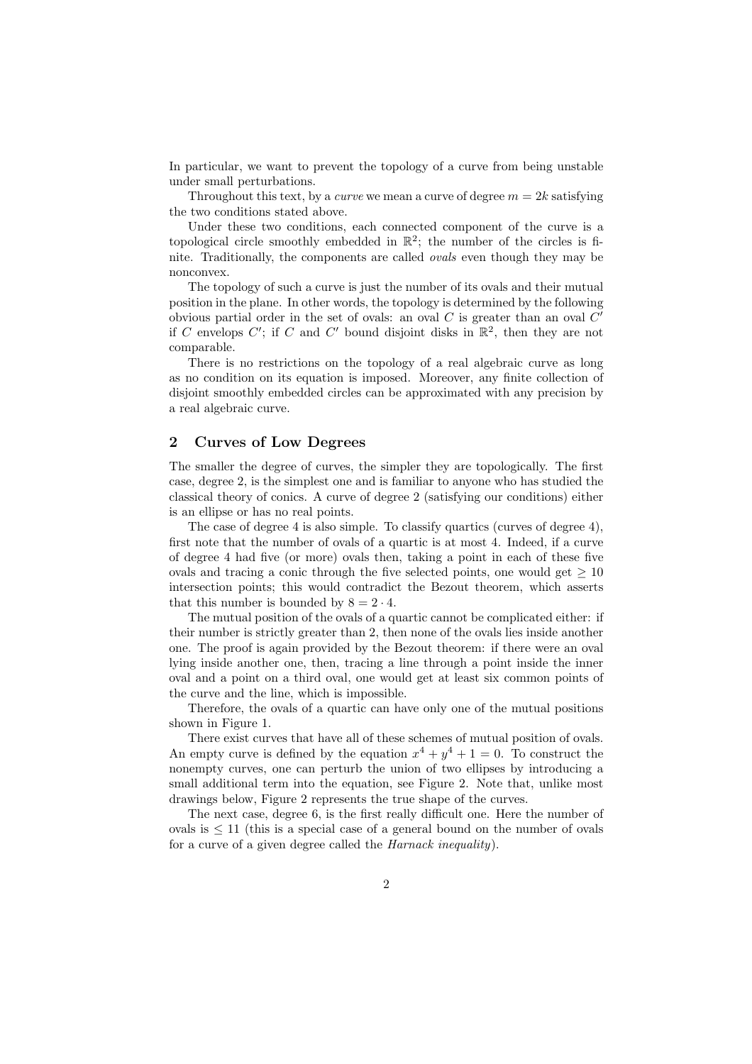In particular, we want to prevent the topology of a curve from being unstable under small perturbations.

Throughout this text, by a *curve* we mean a curve of degree $m = 2k$ satisfying the two conditions stated above.

Under these two conditions, each connected component of the curve is a topological circle smoothly embedded in $\mathbb{R}^2$; the number of the circles is finite. Traditionally, the components are called *ovals* even though they may be nonconvex.

The topology of such a curve is just the number of its ovals and their mutual position in the plane. In other words, the topology is determined by the following obvious partial order in the set of ovals: an oval $C$ is greater than an oval $C'$ if $C$ envelops $C'$; if $C$ and $C'$ bound disjoint disks in $\mathbb{R}^2$, then they are not comparable.

There is no restrictions on the topology of a real algebraic curve as long as no condition on its equation is imposed. Moreover, any finite collection of disjoint smoothly embedded circles can be approximated with any precision by a real algebraic curve.

## 2 Curves of Low Degrees

The smaller the degree of curves, the simpler they are topologically. The first case, degree 2, is the simplest one and is familiar to anyone who has studied the classical theory of conics. A curve of degree 2 (satisfying our conditions) either is an ellipse or has no real points.

The case of degree 4 is also simple. To classify quartics (curves of degree 4), first note that the number of ovals of a quartic is at most 4. Indeed, if a curve of degree 4 had five (or more) ovals then, taking a point in each of these five ovals and tracing a conic through the five selected points, one would get $\geq 10$ intersection points; this would contradict the Bezout theorem, which asserts that this number is bounded by $8 = 2 \cdot 4$.

The mutual position of the ovals of a quartic cannot be complicated either: if their number is strictly greater than 2, then none of the ovals lies inside another one. The proof is again provided by the Bezout theorem: if there were an oval lying inside another one, then, tracing a line through a point inside the inner oval and a point on a third oval, one would get at least six common points of the curve and the line, which is impossible.

Therefore, the ovals of a quartic can have only one of the mutual positions shown in Figure 1.

There exist curves that have all of these schemes of mutual position of ovals. An empty curve is defined by the equation $x^4 + y^4 + 1 = 0$. To construct the nonempty curves, one can perturb the union of two ellipses by introducing a small additional term into the equation, see Figure 2. Note that, unlike most drawings below, Figure 2 represents the true shape of the curves.

The next case, degree 6, is the first really difficult one. Here the number of ovals is $\leq 11$ (this is a special case of a general bound on the number of ovals for a curve of a given degree called the *Harnack inequality*).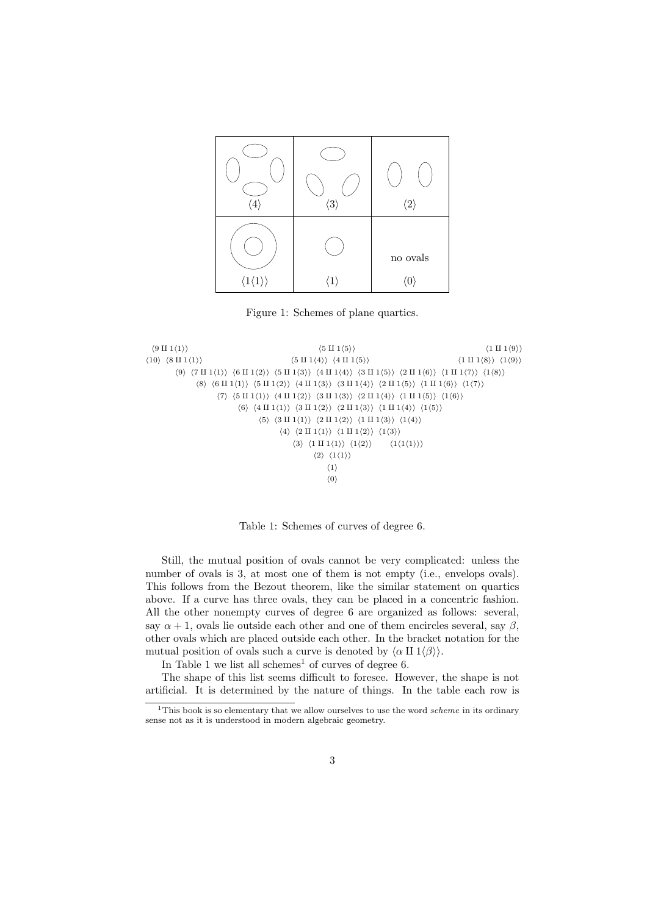| $\langle 4\rangle$ | $\langle 3\rangle$ | $\langle 2\rangle$ |
|---|---|---|
| $\langle 1\langle 1\rangle\rangle$ | $\langle 1\rangle$ | no ovals $\langle 0\rangle$ |

Figure 1: Schemes of plane quartics.

$$\begin{array}{c}
\langle 9 \amalg 1\langle 1\rangle\rangle \qquad\qquad \langle 5 \amalg 1\langle 5\rangle\rangle \qquad\qquad \langle 1 \amalg 1\langle 9\rangle\rangle \\
\langle 10\rangle \ \langle 8 \amalg 1\langle 1\rangle\rangle \qquad \langle 5 \amalg 1\langle 4\rangle\rangle \ \langle 4 \amalg 1\langle 5\rangle\rangle \qquad \langle 1 \amalg 1\langle 8\rangle\rangle \ \langle 1\langle 9\rangle\rangle \\
\langle 9\rangle \ \langle 7 \amalg 1\langle 1\rangle\rangle \ \langle 6 \amalg 1\langle 2\rangle\rangle \ \langle 5 \amalg 1\langle 3\rangle\rangle \ \langle 4 \amalg 1\langle 4\rangle\rangle \ \langle 3 \amalg 1\langle 5\rangle\rangle \ \langle 2 \amalg 1\langle 6\rangle\rangle \ \langle 1 \amalg 1\langle 7\rangle\rangle \ \langle 1\langle 8\rangle\rangle \\
\langle 8\rangle \ \langle 6 \amalg 1\langle 1\rangle\rangle \ \langle 5 \amalg 1\langle 2\rangle\rangle \ \langle 4 \amalg 1\langle 3\rangle\rangle \ \langle 3 \amalg 1\langle 4\rangle\rangle \ \langle 2 \amalg 1\langle 5\rangle\rangle \ \langle 1 \amalg 1\langle 6\rangle\rangle \ \langle 1\langle 7\rangle\rangle \\
\langle 7\rangle \ \langle 5 \amalg 1\langle 1\rangle\rangle \ \langle 4 \amalg 1\langle 2\rangle\rangle \ \langle 3 \amalg 1\langle 3\rangle\rangle \ \langle 2 \amalg 1\langle 4\rangle\rangle \ \langle 1 \amalg 1\langle 5\rangle\rangle \ \langle 1\langle 6\rangle\rangle \\
\langle 6\rangle \ \langle 4 \amalg 1\langle 1\rangle\rangle \ \langle 3 \amalg 1\langle 2\rangle\rangle \ \langle 2 \amalg 1\langle 3\rangle\rangle \ \langle 1 \amalg 1\langle 4\rangle\rangle \ \langle 1\langle 5\rangle\rangle \\
\langle 5\rangle \ \langle 3 \amalg 1\langle 1\rangle\rangle \ \langle 2 \amalg 1\langle 2\rangle\rangle \ \langle 1 \amalg 1\langle 3\rangle\rangle \ \langle 1\langle 4\rangle\rangle \\
\langle 4\rangle \ \langle 2 \amalg 1\langle 1\rangle\rangle \ \langle 1 \amalg 1\langle 2\rangle\rangle \ \langle 1\langle 3\rangle\rangle \\
\langle 3\rangle \ \langle 1 \amalg 1\langle 1\rangle\rangle \ \langle 1\langle 2\rangle\rangle \qquad \langle 1\langle 1\langle 1\rangle\rangle\rangle \\
\langle 2\rangle \ \langle 1\langle 1\rangle\rangle \\
\langle 1\rangle \\
\langle 0\rangle
\end{array}$$

Table 1: Schemes of curves of degree 6.

Still, the mutual position of ovals cannot be very complicated: unless the number of ovals is 3, at most one of them is not empty (i.e., envelops ovals). This follows from the Bezout theorem, like the similar statement on quartics above. If a curve has three ovals, they can be placed in a concentric fashion. All the other nonempty curves of degree 6 are organized as follows: several, say $\alpha + 1$, ovals lie outside each other and one of them encircles several, say $\beta$, other ovals which are placed outside each other. In the bracket notation for the mutual position of ovals such a curve is denoted by $\langle \alpha \amalg 1\langle \beta\rangle\rangle$.

In Table 1 we list all schemes[1] of curves of degree 6.

The shape of this list seems difficult to foresee. However, the shape is not artificial. It is determined by the nature of things. In the table each row is

[1] This book is so elementary that we allow ourselves to use the word *scheme* in its ordinary sense not as it is understood in modern algebraic geometry.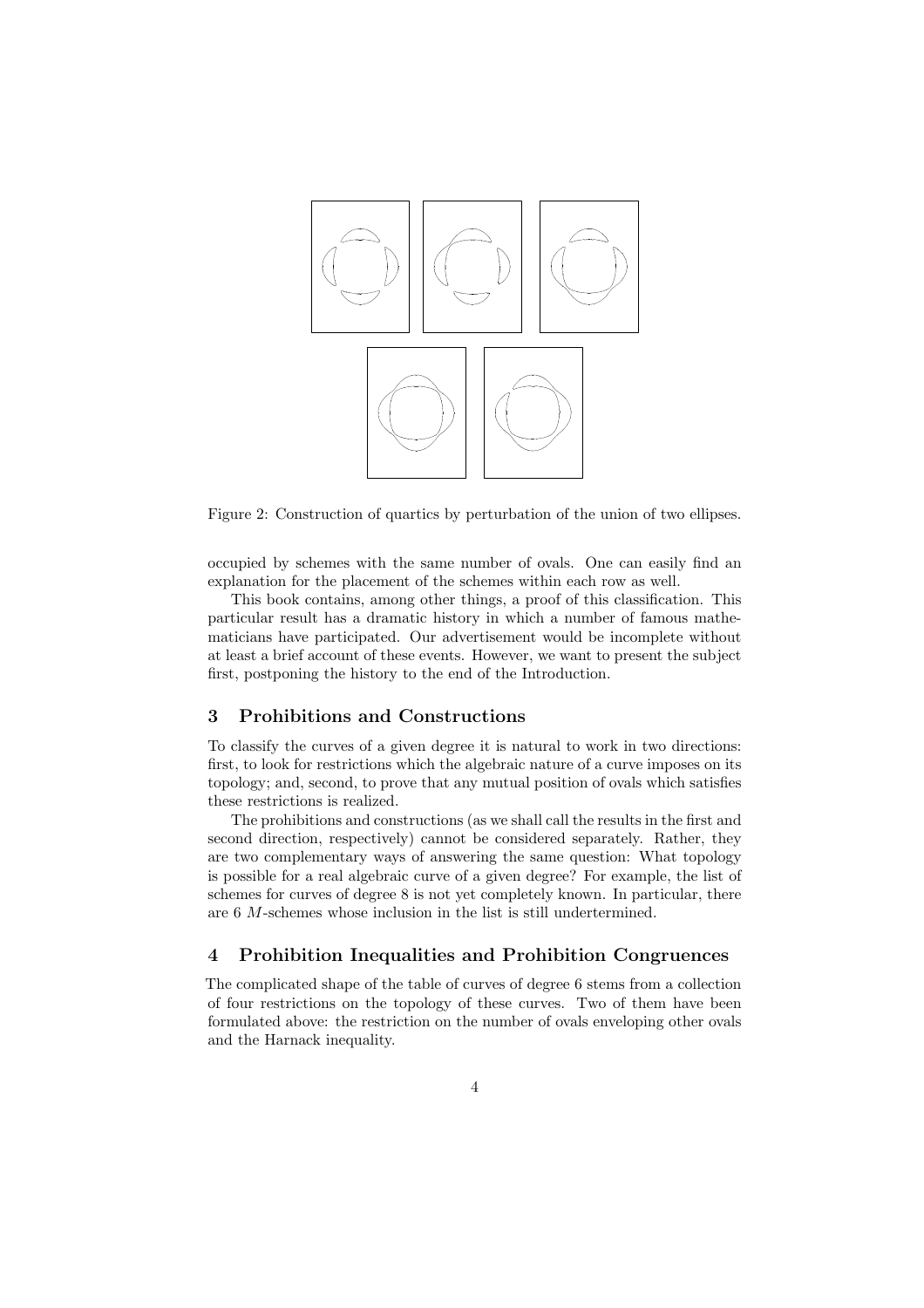Figure 2: Construction of quartics by perturbation of the union of two ellipses.

occupied by schemes with the same number of ovals. One can easily find an explanation for the placement of the schemes within each row as well.

This book contains, among other things, a proof of this classification. This particular result has a dramatic history in which a number of famous mathematicians have participated. Our advertisement would be incomplete without at least a brief account of these events. However, we want to present the subject first, postponing the history to the end of the Introduction.

## 3 Prohibitions and Constructions

To classify the curves of a given degree it is natural to work in two directions: first, to look for restrictions which the algebraic nature of a curve imposes on its topology; and, second, to prove that any mutual position of ovals which satisfies these restrictions is realized.

The prohibitions and constructions (as we shall call the results in the first and second direction, respectively) cannot be considered separately. Rather, they are two complementary ways of answering the same question: What topology is possible for a real algebraic curve of a given degree? For example, the list of schemes for curves of degree 8 is not yet completely known. In particular, there are 6 $M$-schemes whose inclusion in the list is still undertermined.

## 4 Prohibition Inequalities and Prohibition Congruences

The complicated shape of the table of curves of degree 6 stems from a collection of four restrictions on the topology of these curves. Two of them have been formulated above: the restriction on the number of ovals enveloping other ovals and the Harnack inequality.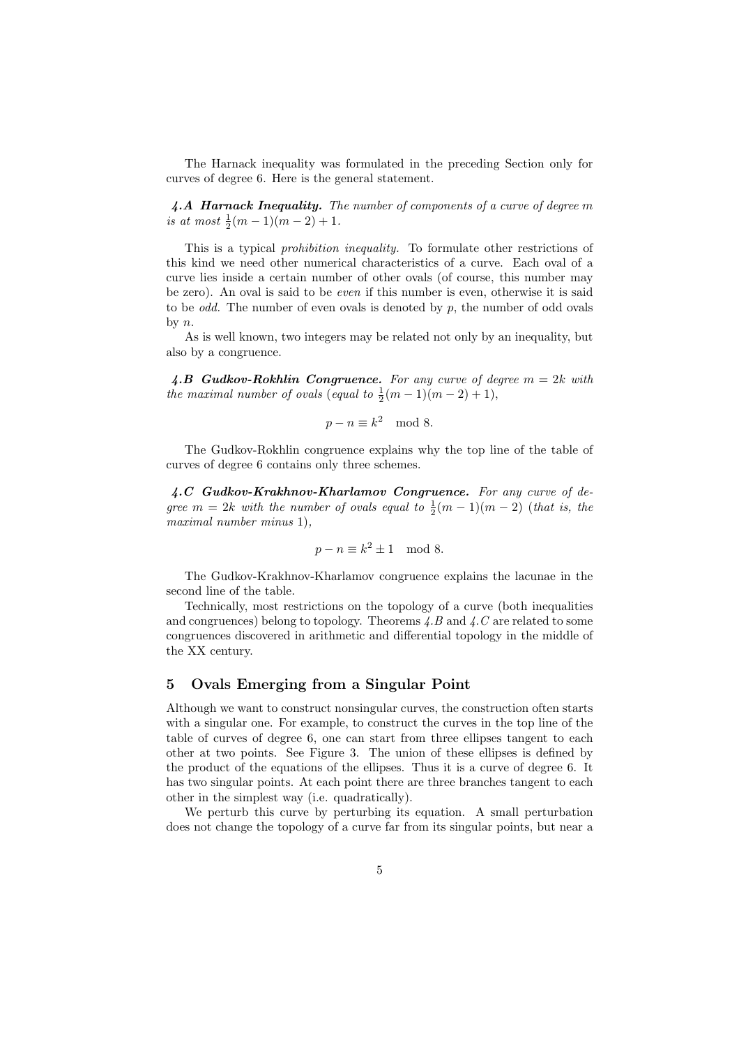The Harnack inequality was formulated in the preceding Section only for curves of degree 6. Here is the general statement.

***4.A Harnack Inequality.*** *The number of components of a curve of degree $m$ is at most $\frac{1}{2}(m-1)(m-2)+1$.*

This is a typical *prohibition inequality.* To formulate other restrictions of this kind we need other numerical characteristics of a curve. Each oval of a curve lies inside a certain number of other ovals (of course, this number may be zero). An oval is said to be *even* if this number is even, otherwise it is said to be *odd*. The number of even ovals is denoted by $p$, the number of odd ovals by $n$.

As is well known, two integers may be related not only by an inequality, but also by a congruence.

***4.B Gudkov-Rokhlin Congruence.*** *For any curve of degree $m = 2k$ with the maximal number of ovals (equal to $\frac{1}{2}(m-1)(m-2)+1$),*

$$p - n \equiv k^2 \mod 8.$$

The Gudkov-Rokhlin congruence explains why the top line of the table of curves of degree 6 contains only three schemes.

***4.C Gudkov-Krakhnov-Kharlamov Congruence.*** *For any curve of degree $m = 2k$ with the number of ovals equal to $\frac{1}{2}(m-1)(m-2)$ (that is, the maximal number minus 1),*

$$p - n \equiv k^2 \pm 1 \mod 8.$$

The Gudkov-Krakhnov-Kharlamov congruence explains the lacunae in the second line of the table.

Technically, most restrictions on the topology of a curve (both inequalities and congruences) belong to topology. Theorems *4.B* and *4.C* are related to some congruences discovered in arithmetic and differential topology in the middle of the XX century.

## 5 Ovals Emerging from a Singular Point

Although we want to construct nonsingular curves, the construction often starts with a singular one. For example, to construct the curves in the top line of the table of curves of degree 6, one can start from three ellipses tangent to each other at two points. See Figure 3. The union of these ellipses is defined by the product of the equations of the ellipses. Thus it is a curve of degree 6. It has two singular points. At each point there are three branches tangent to each other in the simplest way (i.e. quadratically).

We perturb this curve by perturbing its equation. A small perturbation does not change the topology of a curve far from its singular points, but near a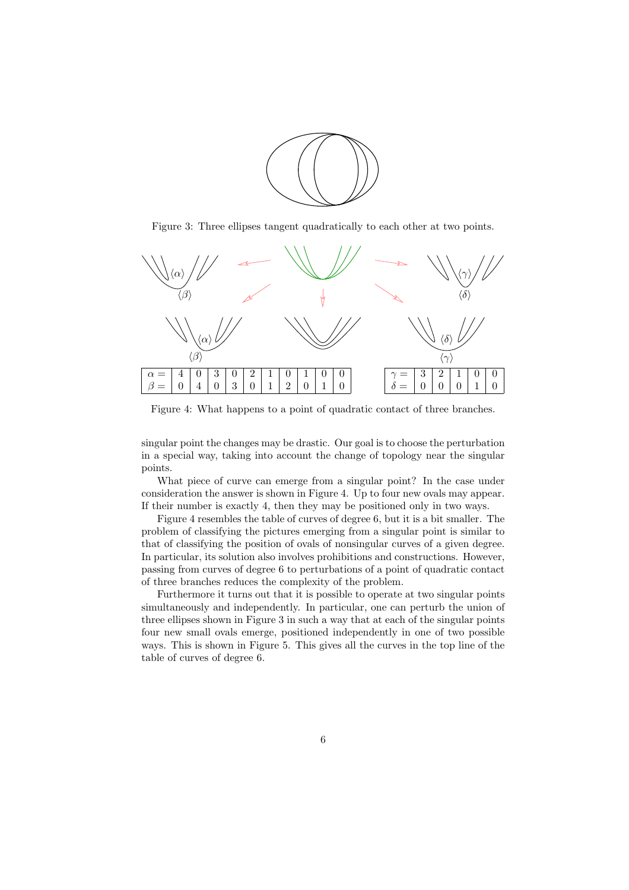Figure 3: Three ellipses tangent quadratically to each other at two points.

| $\alpha =$ | 4 | 0 | 3 | 0 | 2 | 1 | 0 | 1 | 0 | 0 |
|---|---|---|---|---|---|---|---|---|---|---|
| $\beta =$ | 0 | 4 | 0 | 3 | 0 | 1 | 2 | 0 | 1 | 0 |

| $\gamma =$ | 3 | 2 | 1 | 0 | 0 |
|---|---|---|---|---|---|
| $\delta =$ | 0 | 0 | 0 | 1 | 0 |

Figure 4: What happens to a point of quadratic contact of three branches.

singular point the changes may be drastic. Our goal is to choose the perturbation in a special way, taking into account the change of topology near the singular points.

What piece of curve can emerge from a singular point? In the case under consideration the answer is shown in Figure 4. Up to four new ovals may appear. If their number is exactly 4, then they may be positioned only in two ways.

Figure 4 resembles the table of curves of degree 6, but it is a bit smaller. The problem of classifying the pictures emerging from a singular point is similar to that of classifying the position of ovals of nonsingular curves of a given degree. In particular, its solution also involves prohibitions and constructions. However, passing from curves of degree 6 to perturbations of a point of quadratic contact of three branches reduces the complexity of the problem.

Furthermore it turns out that it is possible to operate at two singular points simultaneously and independently. In particular, one can perturb the union of three ellipses shown in Figure 3 in such a way that at each of the singular points four new small ovals emerge, positioned independently in one of two possible ways. This is shown in Figure 5. This gives all the curves in the top line of the table of curves of degree 6.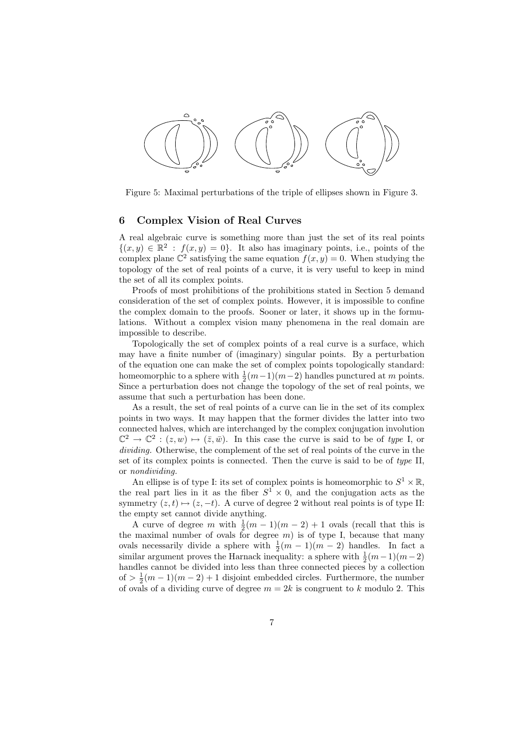Figure 5: Maximal perturbations of the triple of ellipses shown in Figure 3.

## 6 Complex Vision of Real Curves

A real algebraic curve is something more than just the set of its real points $\{(x, y) \in \mathbb{R}^2 : f(x, y) = 0\}$. It also has imaginary points, i.e., points of the complex plane $\mathbb{C}^2$ satisfying the same equation $f(x, y) = 0$. When studying the topology of the set of real points of a curve, it is very useful to keep in mind the set of all its complex points.

Proofs of most prohibitions of the prohibitions stated in Section 5 demand consideration of the set of complex points. However, it is impossible to confine the complex domain to the proofs. Sooner or later, it shows up in the formulations. Without a complex vision many phenomena in the real domain are impossible to describe.

Topologically the set of complex points of a real curve is a surface, which may have a finite number of (imaginary) singular points. By a perturbation of the equation one can make the set of complex points topologically standard: homeomorphic to a sphere with $\frac{1}{2}(m-1)(m-2)$ handles punctured at $m$ points. Since a perturbation does not change the topology of the set of real points, we assume that such a perturbation has been done.

As a result, the set of real points of a curve can lie in the set of its complex points in two ways. It may happen that the former divides the latter into two connected halves, which are interchanged by the complex conjugation involution $\mathbb{C}^2 \to \mathbb{C}^2 : (z, w) \mapsto (\bar{z}, \bar{w})$. In this case the curve is said to be of *type* I, or *dividing*. Otherwise, the complement of the set of real points of the curve in the set of its complex points is connected. Then the curve is said to be of *type* II, or *nondividing*.

An ellipse is of type I: its set of complex points is homeomorphic to $S^1 \times \mathbb{R}$, the real part lies in it as the fiber $S^1 \times 0$, and the conjugation acts as the symmetry $(z, t) \mapsto (z, -t)$. A curve of degree 2 without real points is of type II: the empty set cannot divide anything.

A curve of degree $m$ with $\frac{1}{2}(m-1)(m-2)+1$ ovals (recall that this is the maximal number of ovals for degree $m$) is of type I, because that many ovals necessarily divide a sphere with $\frac{1}{2}(m-1)(m-2)$ handles. In fact a similar argument proves the Harnack inequality: a sphere with $\frac{1}{2}(m-1)(m-2)$ handles cannot be divided into less than three connected pieces by a collection of $> \frac{1}{2}(m-1)(m-2)+1$ disjoint embedded circles. Furthermore, the number of ovals of a dividing curve of degree $m = 2k$ is congruent to $k$ modulo 2. This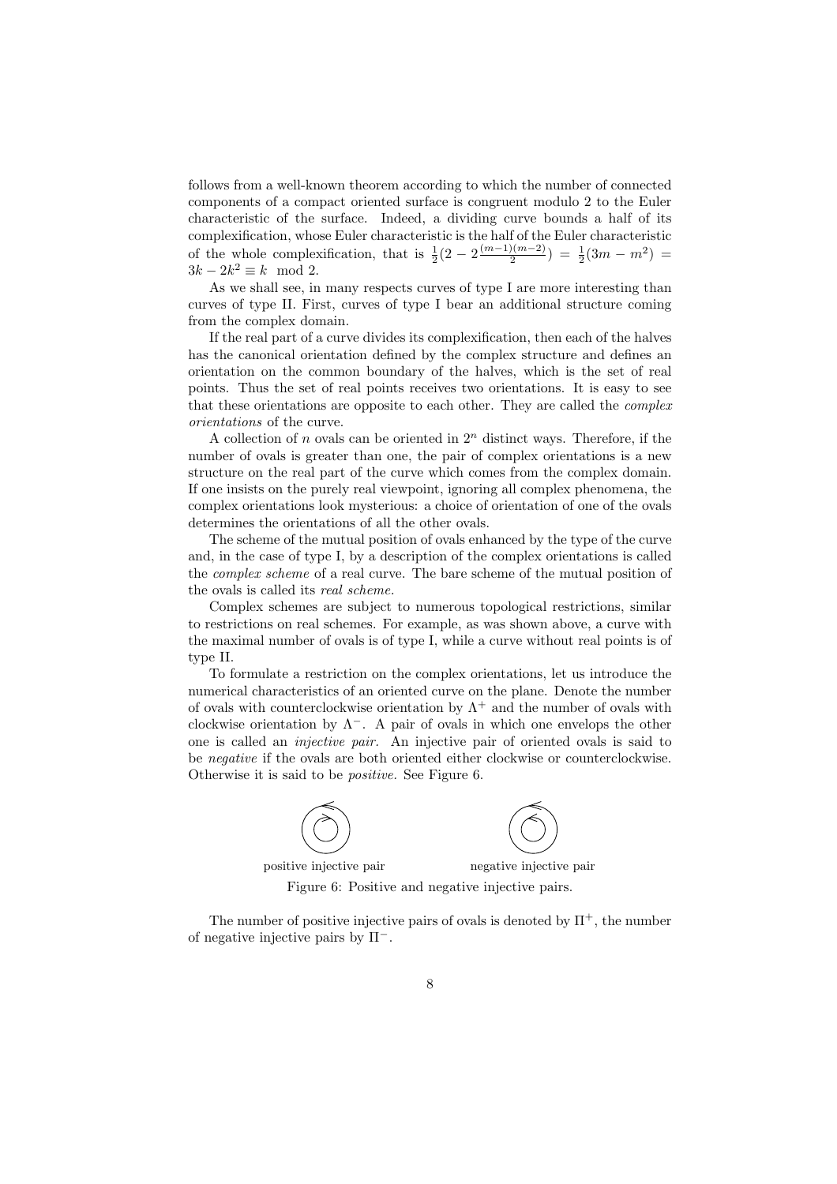follows from a well-known theorem according to which the number of connected components of a compact oriented surface is congruent modulo 2 to the Euler characteristic of the surface. Indeed, a dividing curve bounds a half of its complexification, whose Euler characteristic is the half of the Euler characteristic of the whole complexification, that is $\frac{1}{2}(2 - 2\frac{(m-1)(m-2)}{2}) = \frac{1}{2}(3m - m^2) = 3k - 2k^2 \equiv k \mod 2$.

As we shall see, in many respects curves of type I are more interesting than curves of type II. First, curves of type I bear an additional structure coming from the complex domain.

If the real part of a curve divides its complexification, then each of the halves has the canonical orientation defined by the complex structure and defines an orientation on the common boundary of the halves, which is the set of real points. Thus the set of real points receives two orientations. It is easy to see that these orientations are opposite to each other. They are called the *complex orientations* of the curve.

A collection of $n$ ovals can be oriented in $2^n$ distinct ways. Therefore, if the number of ovals is greater than one, the pair of complex orientations is a new structure on the real part of the curve which comes from the complex domain. If one insists on the purely real viewpoint, ignoring all complex phenomena, the complex orientations look mysterious: a choice of orientation of one of the ovals determines the orientations of all the other ovals.

The scheme of the mutual position of ovals enhanced by the type of the curve and, in the case of type I, by a description of the complex orientations is called the *complex scheme* of a real curve. The bare scheme of the mutual position of the ovals is called its *real scheme.*

Complex schemes are subject to numerous topological restrictions, similar to restrictions on real schemes. For example, as was shown above, a curve with the maximal number of ovals is of type I, while a curve without real points is of type II.

To formulate a restriction on the complex orientations, let us introduce the numerical characteristics of an oriented curve on the plane. Denote the number of ovals with counterclockwise orientation by $\Lambda^+$ and the number of ovals with clockwise orientation by $\Lambda^-$. A pair of ovals in which one envelops the other one is called an *injective pair.* An injective pair of oriented ovals is said to be *negative* if the ovals are both oriented either clockwise or counterclockwise. Otherwise it is said to be *positive.* See Figure 6.

positive injective pair    negative injective pair

Figure 6: Positive and negative injective pairs.

The number of positive injective pairs of ovals is denoted by $\Pi^+$, the number of negative injective pairs by $\Pi^-$.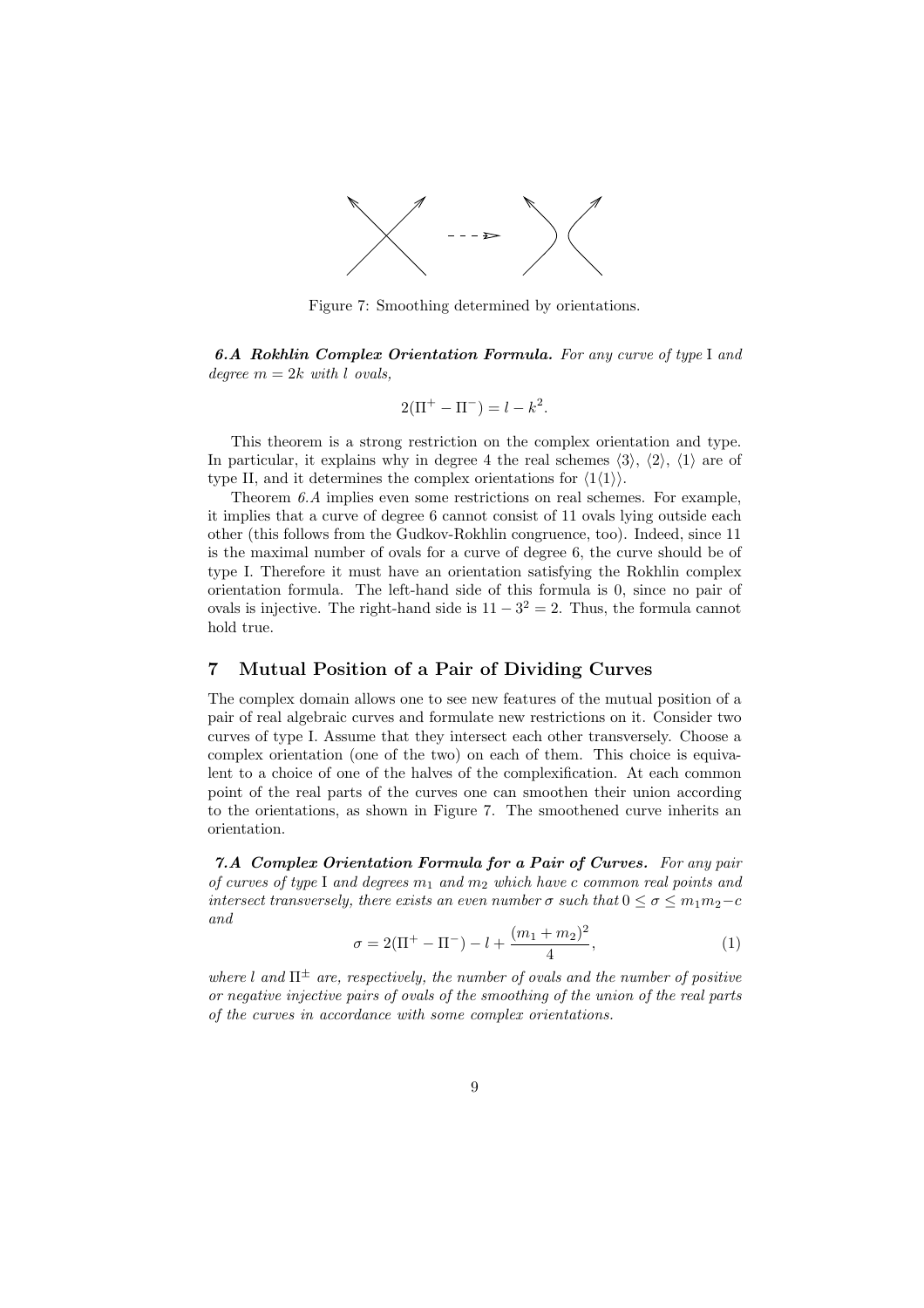Figure 7: Smoothing determined by orientations.

***6.A Rokhlin Complex Orientation Formula.*** *For any curve of type* I *and degree $m = 2k$ with $l$ ovals,*

$$2(\Pi^+ - \Pi^-) = l - k^2.$$

This theorem is a strong restriction on the complex orientation and type. In particular, it explains why in degree 4 the real schemes $\langle 3\rangle$, $\langle 2\rangle$, $\langle 1\rangle$ are of type II, and it determines the complex orientations for $\langle 1\langle 1\rangle\rangle$.

Theorem *6.A* implies even some restrictions on real schemes. For example, it implies that a curve of degree 6 cannot consist of 11 ovals lying outside each other (this follows from the Gudkov-Rokhlin congruence, too). Indeed, since 11 is the maximal number of ovals for a curve of degree 6, the curve should be of type I. Therefore it must have an orientation satisfying the Rokhlin complex orientation formula. The left-hand side of this formula is 0, since no pair of ovals is injective. The right-hand side is $11 - 3^2 = 2$. Thus, the formula cannot hold true.

## 7 Mutual Position of a Pair of Dividing Curves

The complex domain allows one to see new features of the mutual position of a pair of real algebraic curves and formulate new restrictions on it. Consider two curves of type I. Assume that they intersect each other transversely. Choose a complex orientation (one of the two) on each of them. This choice is equivalent to a choice of one of the halves of the complexification. At each common point of the real parts of the curves one can smoothen their union according to the orientations, as shown in Figure 7. The smoothened curve inherits an orientation.

***7.A Complex Orientation Formula for a Pair of Curves.*** *For any pair of curves of type* I *and degrees $m_1$ and $m_2$ which have $c$ common real points and intersect transversely, there exists an even number $\sigma$ such that $0 \le \sigma \le m_1m_2 - c$ and*

$$\sigma = 2(\Pi^+ - \Pi^-) - l + \frac{(m_1 + m_2)^2}{4}, \tag{1}$$

*where $l$ and $\Pi^\pm$ are, respectively, the number of ovals and the number of positive or negative injective pairs of ovals of the smoothing of the union of the real parts of the curves in accordance with some complex orientations.*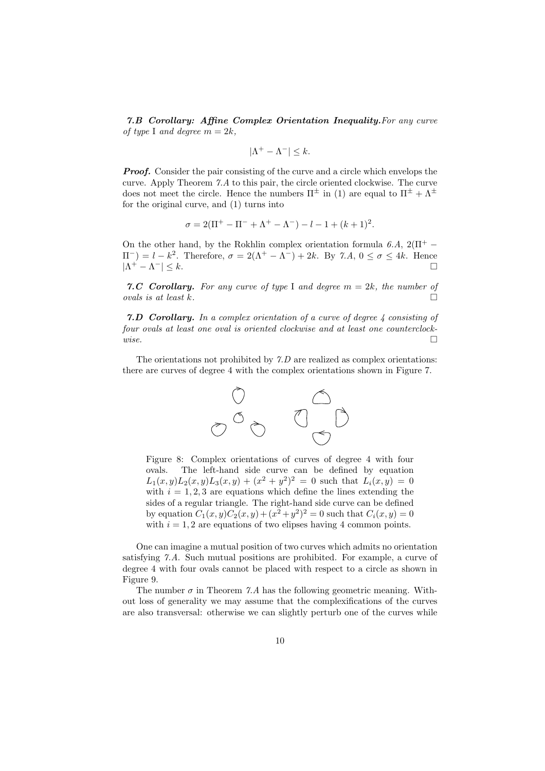***7.B Corollary: Affine Complex Orientation Inequality.*** *For any curve of type* I *and degree* $m = 2k$,

$$|\Lambda^+ - \Lambda^-| \leq k.$$

***Proof.*** Consider the pair consisting of the curve and a circle which envelops the curve. Apply Theorem *7.A* to this pair, the circle oriented clockwise. The curve does not meet the circle. Hence the numbers $\Pi^\pm$ in (1) are equal to $\Pi^\pm + \Lambda^\pm$ for the original curve, and (1) turns into

$$\sigma = 2(\Pi^+ - \Pi^- + \Lambda^+ - \Lambda^-) - l - 1 + (k+1)^2.$$

On the other hand, by the Rokhlin complex orientation formula *6.A*, $2(\Pi^+ - \Pi^-) = l - k^2$. Therefore, $\sigma = 2(\Lambda^+ - \Lambda^-) + 2k$. By *7.A*, $0 \leq \sigma \leq 4k$. Hence $|\Lambda^+ - \Lambda^-| \leq k$. □

***7.C Corollary.*** *For any curve of type* I *and degree* $m = 2k$*, the number of ovals is at least* $k$. □

***7.D Corollary.*** *In a complex orientation of a curve of degree 4 consisting of four ovals at least one oval is oriented clockwise and at least one counterclockwise.* □

The orientations not prohibited by *7.D* are realized as complex orientations: there are curves of degree 4 with the complex orientations shown in Figure 7.

Figure 8: Complex orientations of curves of degree 4 with four ovals. The left-hand side curve can be defined by equation $L_1(x,y)L_2(x,y)L_3(x,y) + (x^2+y^2)^2 = 0$ such that $L_i(x,y) = 0$ with $i = 1,2,3$ are equations which define the lines extending the sides of a regular triangle. The right-hand side curve can be defined by equation $C_1(x,y)C_2(x,y) + (x^2+y^2)^2 = 0$ such that $C_i(x,y) = 0$ with $i = 1,2$ are equations of two elipses having 4 common points.

One can imagine a mutual position of two curves which admits no orientation satisfying *7.A*. Such mutual positions are prohibited. For example, a curve of degree 4 with four ovals cannot be placed with respect to a circle as shown in Figure 9.

The number $\sigma$ in Theorem *7.A* has the following geometric meaning. Without loss of generality we may assume that the complexifications of the curves are also transversal: otherwise we can slightly perturb one of the curves while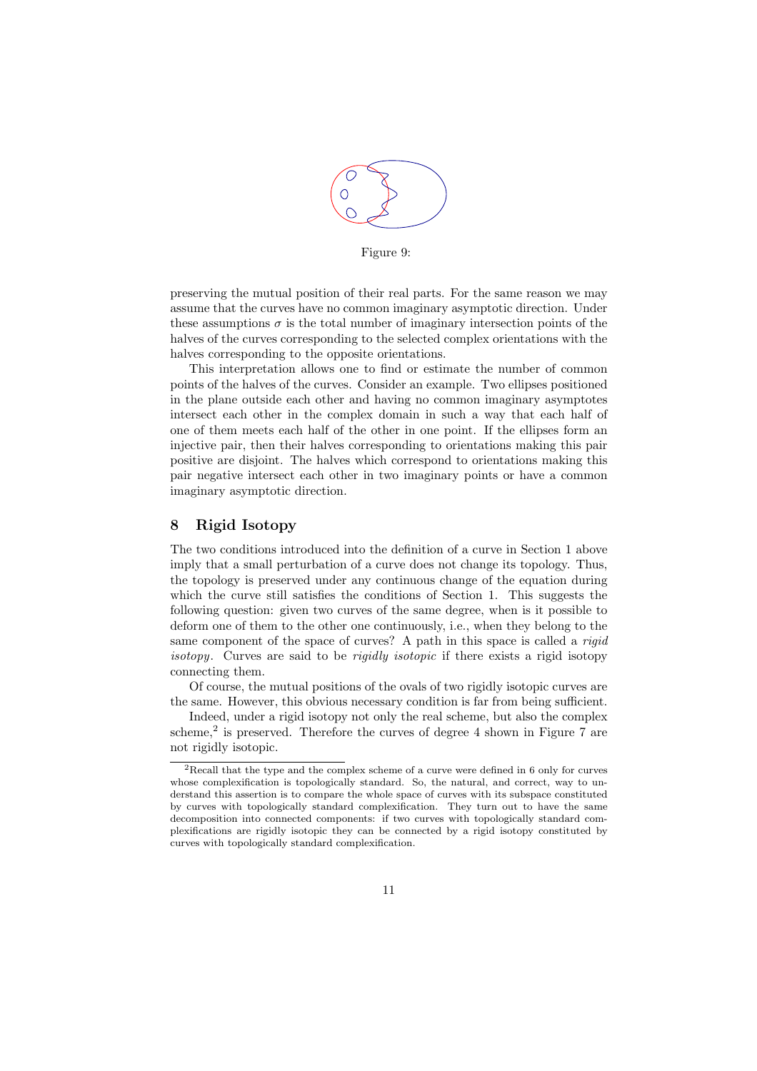Figure 9:

preserving the mutual position of their real parts. For the same reason we may assume that the curves have no common imaginary asymptotic direction. Under these assumptions $\sigma$ is the total number of imaginary intersection points of the halves of the curves corresponding to the selected complex orientations with the halves corresponding to the opposite orientations.

This interpretation allows one to find or estimate the number of common points of the halves of the curves. Consider an example. Two ellipses positioned in the plane outside each other and having no common imaginary asymptotes intersect each other in the complex domain in such a way that each half of one of them meets each half of the other in one point. If the ellipses form an injective pair, then their halves corresponding to orientations making this pair positive are disjoint. The halves which correspond to orientations making this pair negative intersect each other in two imaginary points or have a common imaginary asymptotic direction.

## 8 Rigid Isotopy

The two conditions introduced into the definition of a curve in Section 1 above imply that a small perturbation of a curve does not change its topology. Thus, the topology is preserved under any continuous change of the equation during which the curve still satisfies the conditions of Section 1. This suggests the following question: given two curves of the same degree, when is it possible to deform one of them to the other one continuously, i.e., when they belong to the same component of the space of curves? A path in this space is called a *rigid isotopy*. Curves are said to be *rigidly isotopic* if there exists a rigid isotopy connecting them.

Of course, the mutual positions of the ovals of two rigidly isotopic curves are the same. However, this obvious necessary condition is far from being sufficient.

Indeed, under a rigid isotopy not only the real scheme, but also the complex scheme,[2] is preserved. Therefore the curves of degree 4 shown in Figure 7 are not rigidly isotopic.

[2]Recall that the type and the complex scheme of a curve were defined in 6 only for curves whose complexification is topologically standard. So, the natural, and correct, way to understand this assertion is to compare the whole space of curves with its subspace constituted by curves with topologically standard complexification. They turn out to have the same decomposition into connected components: if two curves with topologically standard complexifications are rigidly isotopic they can be connected by a rigid isotopy constituted by curves with topologically standard complexification.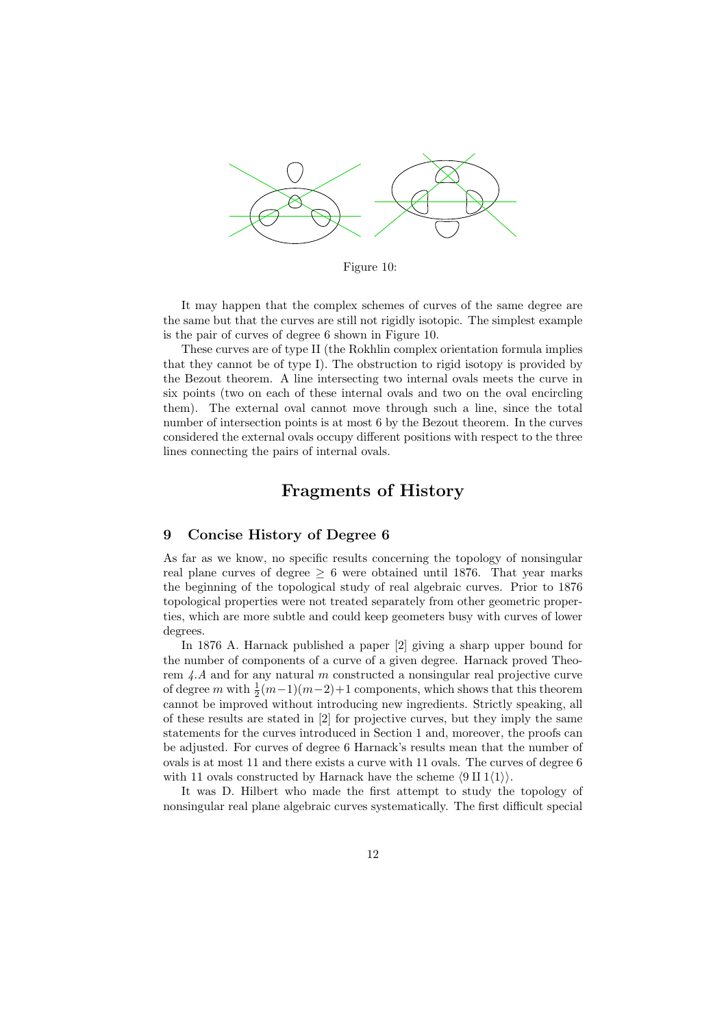Figure 10:

It may happen that the complex schemes of curves of the same degree are the same but that the curves are still not rigidly isotopic. The simplest example is the pair of curves of degree 6 shown in Figure 10.

These curves are of type II (the Rokhlin complex orientation formula implies that they cannot be of type I). The obstruction to rigid isotopy is provided by the Bezout theorem. A line intersecting two internal ovals meets the curve in six points (two on each of these internal ovals and two on the oval encircling them). The external oval cannot move through such a line, since the total number of intersection points is at most 6 by the Bezout theorem. In the curves considered the external ovals occupy different positions with respect to the three lines connecting the pairs of internal ovals.

# Fragments of History

## 9 Concise History of Degree 6

As far as we know, no specific results concerning the topology of nonsingular real plane curves of degree $\geq 6$ were obtained until 1876. That year marks the beginning of the topological study of real algebraic curves. Prior to 1876 topological properties were not treated separately from other geometric properties, which are more subtle and could keep geometers busy with curves of lower degrees.

In 1876 A. Harnack published a paper [2] giving a sharp upper bound for the number of components of a curve of a given degree. Harnack proved Theorem *4.A* and for any natural $m$ constructed a nonsingular real projective curve of degree $m$ with $\frac{1}{2}(m-1)(m-2)+1$ components, which shows that this theorem cannot be improved without introducing new ingredients. Strictly speaking, all of these results are stated in [2] for projective curves, but they imply the same statements for the curves introduced in Section 1 and, moreover, the proofs can be adjusted. For curves of degree 6 Harnack's results mean that the number of ovals is at most 11 and there exists a curve with 11 ovals. The curves of degree 6 with 11 ovals constructed by Harnack have the scheme $\langle 9 \amalg 1\langle 1\rangle\rangle$.

It was D. Hilbert who made the first attempt to study the topology of nonsingular real plane algebraic curves systematically. The first difficult special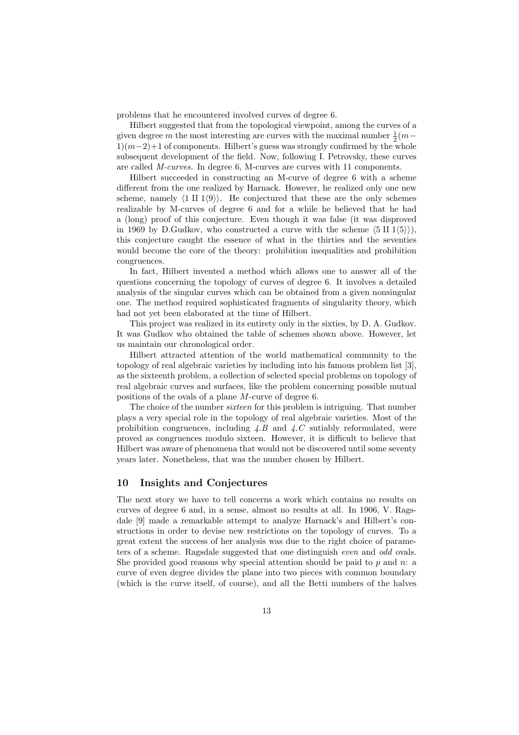problems that he encountered involved curves of degree 6.

Hilbert suggested that from the topological viewpoint, among the curves of a given degree $m$ the most interesting are curves with the maximal number $\frac{1}{2}(m-1)(m-2)+1$ of components. Hilbert's guess was strongly confirmed by the whole subsequent development of the field. Now, following I. Petrovsky, these curves are called *M-curves*. In degree 6, M-curves are curves with 11 components.

Hilbert succeeded in constructing an M-curve of degree 6 with a scheme different from the one realized by Harnack. However, he realized only one new scheme, namely $\langle 1 \amalg 1\langle 9\rangle\rangle$. He conjectured that these are the only schemes realizable by M-curves of degree 6 and for a while he believed that he had a (long) proof of this conjecture. Even though it was false (it was disproved in 1969 by D.Gudkov, who constructed a curve with the scheme $\langle 5 \amalg 1\langle 5\rangle\rangle$), this conjecture caught the essence of what in the thirties and the seventies would become the core of the theory: prohibition inequalities and prohibition congruences.

In fact, Hilbert invented a method which allows one to answer all of the questions concerning the topology of curves of degree 6. It involves a detailed analysis of the singular curves which can be obtained from a given nonsingular one. The method required sophisticated fragments of singularity theory, which had not yet been elaborated at the time of Hilbert.

This project was realized in its entirety only in the sixties, by D. A. Gudkov. It was Gudkov who obtained the table of schemes shown above. However, let us maintain our chronological order.

Hilbert attracted attention of the world mathematical community to the topology of real algebraic varieties by including into his famous problem list [3], as the sixteenth problem, a collection of selected special problems on topology of real algebraic curves and surfaces, like the problem concerning possible mutual positions of the ovals of a plane $M$-curve of degree 6.

The choice of the number *sixteen* for this problem is intriguing. That number plays a very special role in the topology of real algebraic varieties. Most of the prohibition congruences, including *4.B* and *4.C* sutiably reformulated, were proved as congruences modulo sixteen. However, it is difficult to believe that Hilbert was aware of phenomena that would not be discovered until some seventy years later. Nonetheless, that was the number chosen by Hilbert.

## 10 Insights and Conjectures

The next story we have to tell concerns a work which contains no results on curves of degree 6 and, in a sense, almost no results at all. In 1906, V. Ragsdale [9] made a remarkable attempt to analyze Harnack's and Hilbert's constructions in order to devise new restrictions on the topology of curves. To a great extent the success of her analysis was due to the right choice of parameters of a scheme. Ragsdale suggested that one distinguish *even* and *odd* ovals. She provided good reasons why special attention should be paid to $p$ and $n$: a curve of even degree divides the plane into two pieces with common boundary (which is the curve itself, of course), and all the Betti numbers of the halves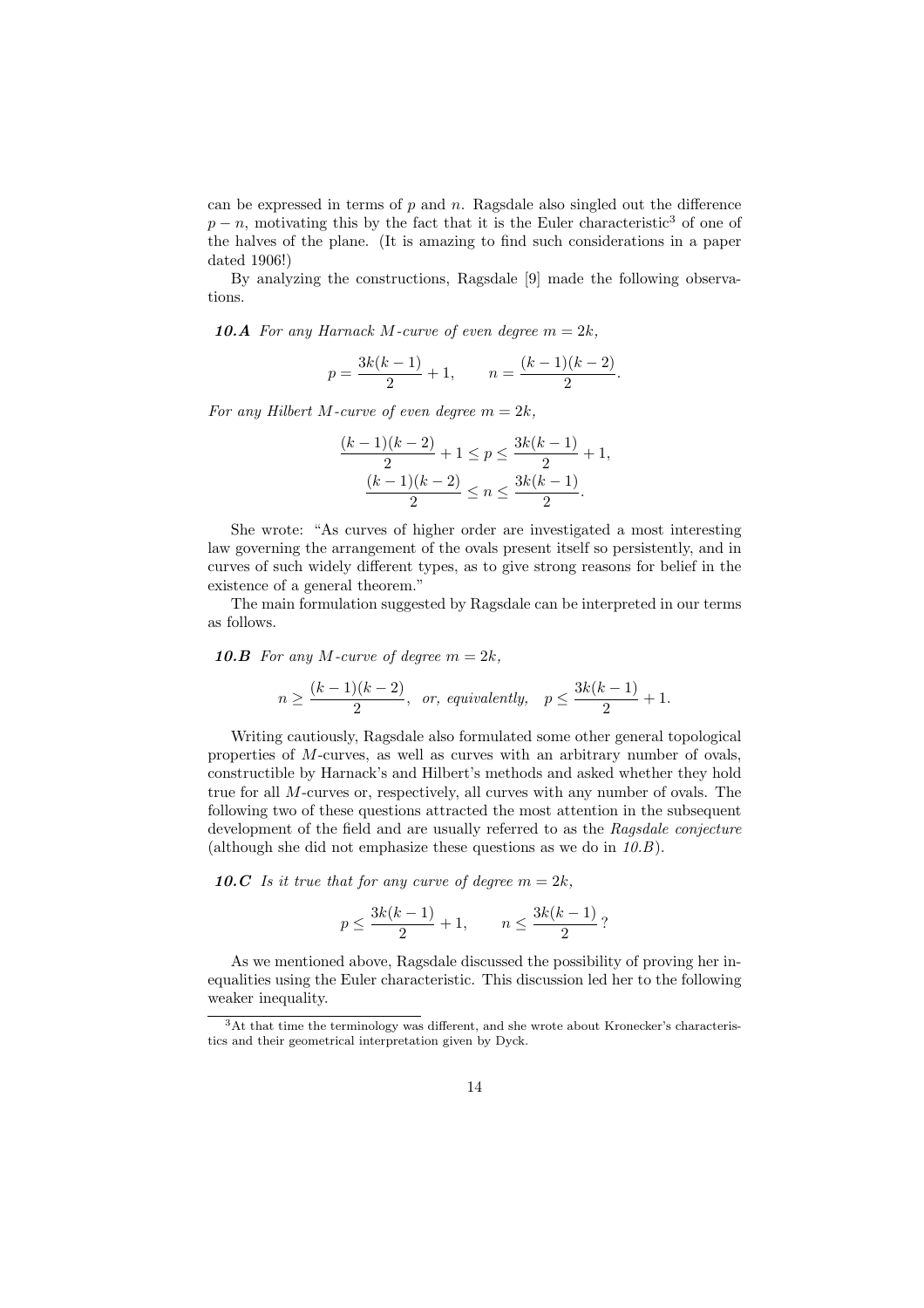can be expressed in terms of $p$ and $n$. Ragsdale also singled out the difference $p - n$, motivating this by the fact that it is the Euler characteristic[3] of one of the halves of the plane. (It is amazing to find such considerations in a paper dated 1906!)

By analyzing the constructions, Ragsdale [9] made the following observations.

***10.A*** *For any Harnack M-curve of even degree $m = 2k$,*

$$p = \frac{3k(k-1)}{2} + 1, \qquad n = \frac{(k-1)(k-2)}{2}.$$

*For any Hilbert M-curve of even degree $m = 2k$,*

$$\frac{(k-1)(k-2)}{2} + 1 \leq p \leq \frac{3k(k-1)}{2} + 1,$$
$$\frac{(k-1)(k-2)}{2} \leq n \leq \frac{3k(k-1)}{2}.$$

She wrote: "As curves of higher order are investigated a most interesting law governing the arrangement of the ovals present itself so persistently, and in curves of such widely different types, as to give strong reasons for belief in the existence of a general theorem."

The main formulation suggested by Ragsdale can be interpreted in our terms as follows.

***10.B*** *For any M-curve of degree $m = 2k$,*

$$n \geq \frac{(k-1)(k-2)}{2}, \quad \textit{or, equivalently,} \quad p \leq \frac{3k(k-1)}{2} + 1.$$

Writing cautiously, Ragsdale also formulated some other general topological properties of $M$-curves, as well as curves with an arbitrary number of ovals, constructible by Harnack's and Hilbert's methods and asked whether they hold true for all $M$-curves or, respectively, all curves with any number of ovals. The following two of these questions attracted the most attention in the subsequent development of the field and are usually referred to as the *Ragsdale conjecture* (although she did not emphasize these questions as we do in *10.B*).

***10.C*** *Is it true that for any curve of degree $m = 2k$,*

$$p \leq \frac{3k(k-1)}{2} + 1, \qquad n \leq \frac{3k(k-1)}{2}\,?$$

As we mentioned above, Ragsdale discussed the possibility of proving her inequalities using the Euler characteristic. This discussion led her to the following weaker inequality.

[3] At that time the terminology was different, and she wrote about Kronecker's characteristics and their geometrical interpretation given by Dyck.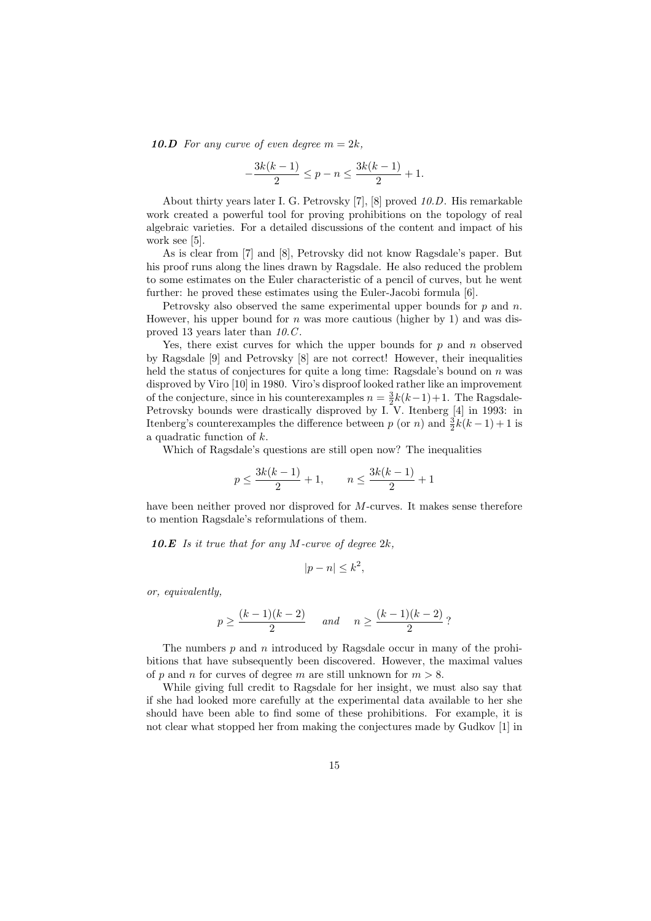***10.D*** *For any curve of even degree $m = 2k$,*

$$-\frac{3k(k-1)}{2} \leq p - n \leq \frac{3k(k-1)}{2} + 1.$$

About thirty years later I. G. Petrovsky [7], [8] proved *10.D*. His remarkable work created a powerful tool for proving prohibitions on the topology of real algebraic varieties. For a detailed discussions of the content and impact of his work see [5].

As is clear from [7] and [8], Petrovsky did not know Ragsdale's paper. But his proof runs along the lines drawn by Ragsdale. He also reduced the problem to some estimates on the Euler characteristic of a pencil of curves, but he went further: he proved these estimates using the Euler-Jacobi formula [6].

Petrovsky also observed the same experimental upper bounds for $p$ and $n$. However, his upper bound for $n$ was more cautious (higher by 1) and was disproved 13 years later than *10.C*.

Yes, there exist curves for which the upper bounds for $p$ and $n$ observed by Ragsdale [9] and Petrovsky [8] are not correct! However, their inequalities held the status of conjectures for quite a long time: Ragsdale's bound on $n$ was disproved by Viro [10] in 1980. Viro's disproof looked rather like an improvement of the conjecture, since in his counterexamples $n = \frac{3}{2}k(k-1)+1$. The Ragsdale-Petrovsky bounds were drastically disproved by I. V. Itenberg [4] in 1993: in Itenberg's counterexamples the difference between $p$ (or $n$) and $\frac{3}{2}k(k-1)+1$ is a quadratic function of $k$.

Which of Ragsdale's questions are still open now? The inequalities

$$p \leq \frac{3k(k-1)}{2} + 1, \qquad n \leq \frac{3k(k-1)}{2} + 1$$

have been neither proved nor disproved for $M$-curves. It makes sense therefore to mention Ragsdale's reformulations of them.

***10.E*** *Is it true that for any $M$-curve of degree $2k$,*

$$|p - n| \leq k^2,$$

*or, equivalently,*

$$p \geq \frac{(k-1)(k-2)}{2} \quad \text{and} \quad n \geq \frac{(k-1)(k-2)}{2}\,?$$

The numbers $p$ and $n$ introduced by Ragsdale occur in many of the prohibitions that have subsequently been discovered. However, the maximal values of $p$ and $n$ for curves of degree $m$ are still unknown for $m > 8$.

While giving full credit to Ragsdale for her insight, we must also say that if she had looked more carefully at the experimental data available to her she should have been able to find some of these prohibitions. For example, it is not clear what stopped her from making the conjectures made by Gudkov [1] in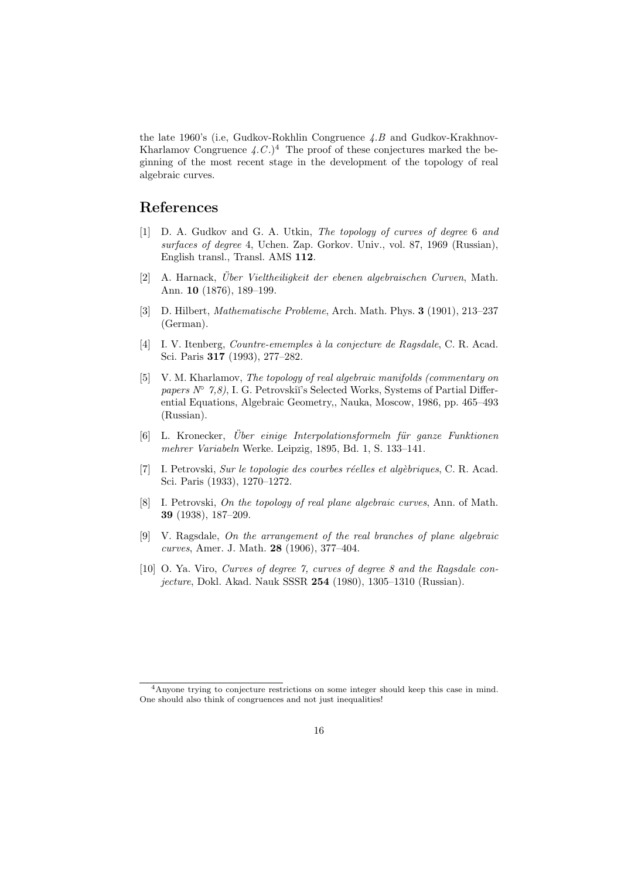the late 1960's (i.e, Gudkov-Rokhlin Congruence *4.B* and Gudkov-Krakhnov-Kharlamov Congruence *4.C*.)[4] The proof of these conjectures marked the beginning of the most recent stage in the development of the topology of real algebraic curves.

## References

[1] D. A. Gudkov and G. A. Utkin, *The topology of curves of degree* 6 *and surfaces of degree* 4, Uchen. Zap. Gorkov. Univ., vol. 87, 1969 (Russian), English transl., Transl. AMS **112**.

[2] A. Harnack, *Über Vieltheiligkeit der ebenen algebraischen Curven*, Math. Ann. **10** (1876), 189–199.

[3] D. Hilbert, *Mathematische Probleme*, Arch. Math. Phys. **3** (1901), 213–237 (German).

[4] I. V. Itenberg, *Countre-ememples à la conjecture de Ragsdale*, C. R. Acad. Sci. Paris **317** (1993), 277–282.

[5] V. M. Kharlamov, *The topology of real algebraic manifolds (commentary on papers N° 7,8)*, I. G. Petrovskiĭ's Selected Works, Systems of Partial Differential Equations, Algebraic Geometry,, Nauka, Moscow, 1986, pp. 465–493 (Russian).

[6] L. Kronecker, *Über einige Interpolationsformeln für ganze Funktionen mehrer Variabeln* Werke. Leipzig, 1895, Bd. 1, S. 133–141.

[7] I. Petrovski, *Sur le topologie des courbes réelles et algèbriques*, C. R. Acad. Sci. Paris (1933), 1270–1272.

[8] I. Petrovski, *On the topology of real plane algebraic curves*, Ann. of Math. **39** (1938), 187–209.

[9] V. Ragsdale, *On the arrangement of the real branches of plane algebraic curves*, Amer. J. Math. **28** (1906), 377–404.

[10] O. Ya. Viro, *Curves of degree 7, curves of degree 8 and the Ragsdale conjecture*, Dokl. Akad. Nauk SSSR **254** (1980), 1305–1310 (Russian).

[4] Anyone trying to conjecture restrictions on some integer should keep this case in mind. One should also think of congruences and not just inequalities!